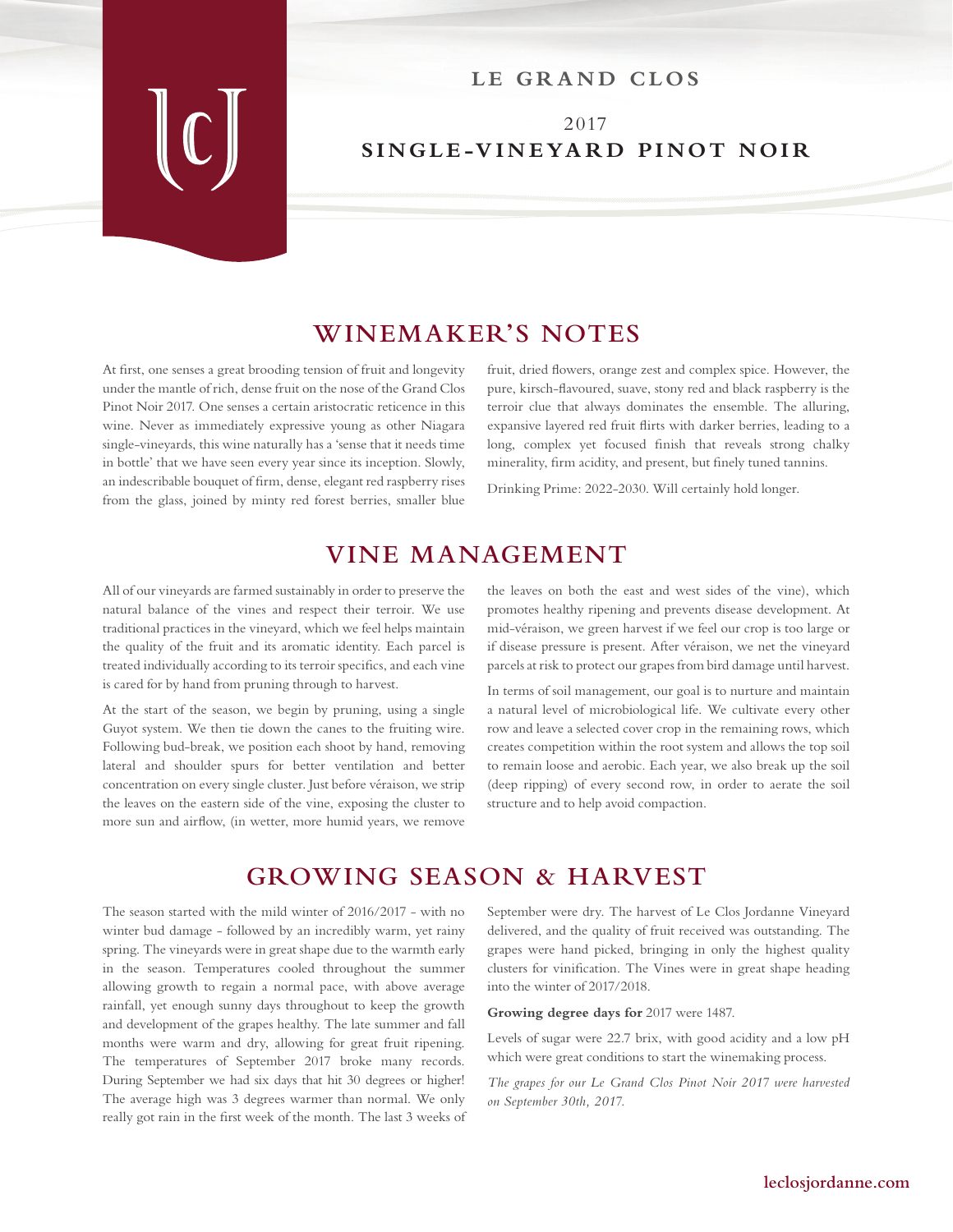# LE GRAND CLOS

## 2017
## SINGLE-VINEYARD PINOT NOIR

## WINEMAKER'S NOTES

At first, one senses a great brooding tension of fruit and longevity under the mantle of rich, dense fruit on the nose of the Grand Clos Pinot Noir 2017. One senses a certain aristocratic reticence in this wine. Never as immediately expressive young as other Niagara single-vineyards, this wine naturally has a 'sense that it needs time in bottle' that we have seen every year since its inception. Slowly, an indescribable bouquet of firm, dense, elegant red raspberry rises from the glass, joined by minty red forest berries, smaller blue fruit, dried flowers, orange zest and complex spice. However, the pure, kirsch-flavoured, suave, stony red and black raspberry is the terroir clue that always dominates the ensemble. The alluring, expansive layered red fruit flirts with darker berries, leading to a long, complex yet focused finish that reveals strong chalky minerality, firm acidity, and present, but finely tuned tannins.

Drinking Prime: 2022-2030. Will certainly hold longer.

## VINE MANAGEMENT

All of our vineyards are farmed sustainably in order to preserve the natural balance of the vines and respect their terroir. We use traditional practices in the vineyard, which we feel helps maintain the quality of the fruit and its aromatic identity. Each parcel is treated individually according to its terroir specifics, and each vine is cared for by hand from pruning through to harvest.

At the start of the season, we begin by pruning, using a single Guyot system. We then tie down the canes to the fruiting wire. Following bud-break, we position each shoot by hand, removing lateral and shoulder spurs for better ventilation and better concentration on every single cluster. Just before véraison, we strip the leaves on the eastern side of the vine, exposing the cluster to more sun and airflow, (in wetter, more humid years, we remove the leaves on both the east and west sides of the vine), which promotes healthy ripening and prevents disease development. At mid-véraison, we green harvest if we feel our crop is too large or if disease pressure is present. After véraison, we net the vineyard parcels at risk to protect our grapes from bird damage until harvest.

In terms of soil management, our goal is to nurture and maintain a natural level of microbiological life. We cultivate every other row and leave a selected cover crop in the remaining rows, which creates competition within the root system and allows the top soil to remain loose and aerobic. Each year, we also break up the soil (deep ripping) of every second row, in order to aerate the soil structure and to help avoid compaction.

## GROWING SEASON & HARVEST

The season started with the mild winter of 2016/2017 - with no winter bud damage - followed by an incredibly warm, yet rainy spring. The vineyards were in great shape due to the warmth early in the season. Temperatures cooled throughout the summer allowing growth to regain a normal pace, with above average rainfall, yet enough sunny days throughout to keep the growth and development of the grapes healthy. The late summer and fall months were warm and dry, allowing for great fruit ripening. The temperatures of September 2017 broke many records. During September we had six days that hit 30 degrees or higher! The average high was 3 degrees warmer than normal. We only really got rain in the first week of the month. The last 3 weeks of September were dry. The harvest of Le Clos Jordanne Vineyard delivered, and the quality of fruit received was outstanding. The grapes were hand picked, bringing in only the highest quality clusters for vinification. The Vines were in great shape heading into the winter of 2017/2018.

**Growing degree days for** 2017 were 1487.

Levels of sugar were 22.7 brix, with good acidity and a low pH which were great conditions to start the winemaking process.

*The grapes for our Le Grand Clos Pinot Noir 2017 were harvested on September 30th, 2017.*

leclosjordanne.com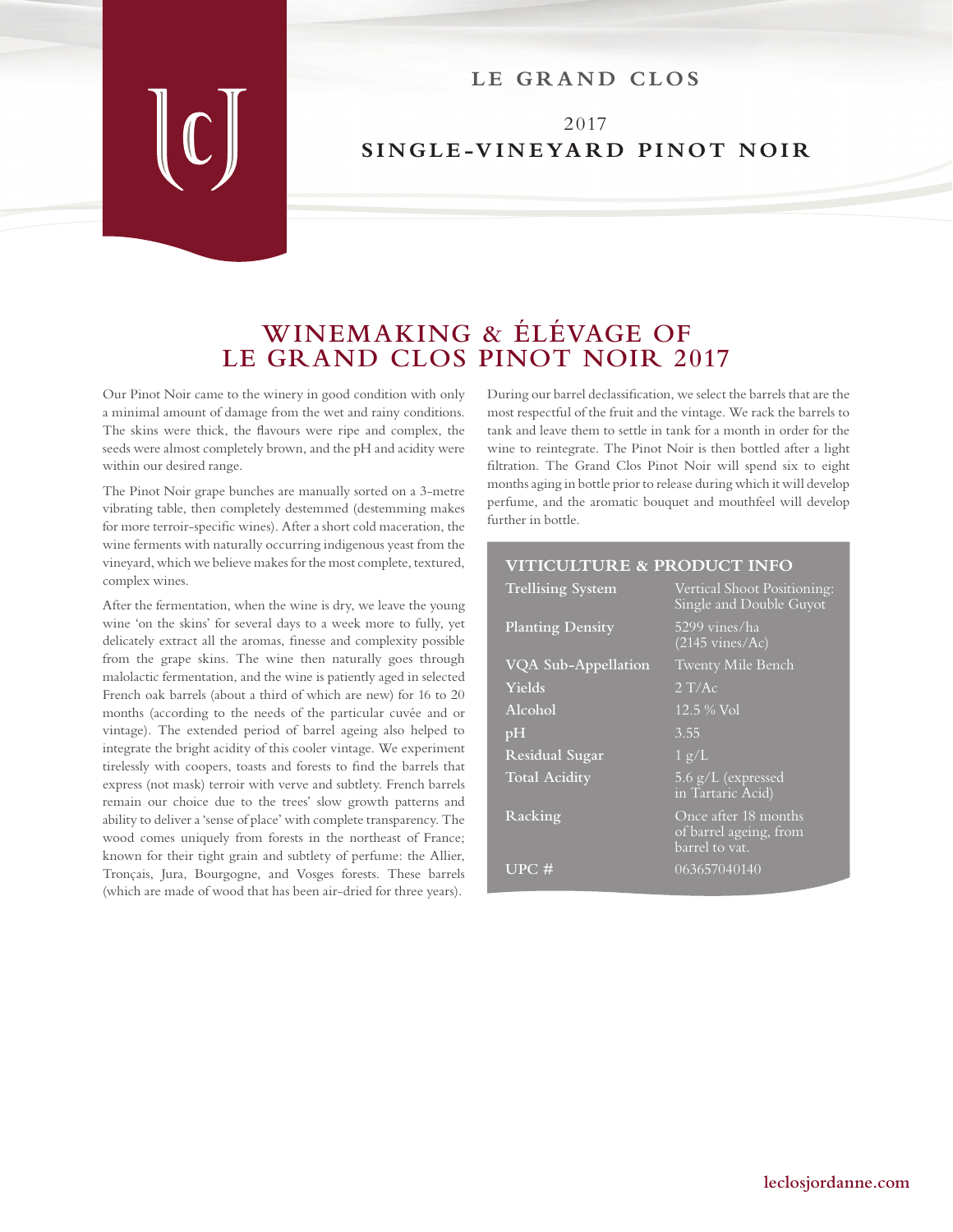# LE GRAND CLOS

2017

## SINGLE-VINEYARD PINOT NOIR

## WINEMAKING & ÉLÉVAGE OF LE GRAND CLOS PINOT NOIR 2017

Our Pinot Noir came to the winery in good condition with only a minimal amount of damage from the wet and rainy conditions. The skins were thick, the flavours were ripe and complex, the seeds were almost completely brown, and the pH and acidity were within our desired range.

The Pinot Noir grape bunches are manually sorted on a 3-metre vibrating table, then completely destemmed (destemming makes for more terroir-specific wines). After a short cold maceration, the wine ferments with naturally occurring indigenous yeast from the vineyard, which we believe makes for the most complete, textured, complex wines.

After the fermentation, when the wine is dry, we leave the young wine 'on the skins' for several days to a week more to fully, yet delicately extract all the aromas, finesse and complexity possible from the grape skins. The wine then naturally goes through malolactic fermentation, and the wine is patiently aged in selected French oak barrels (about a third of which are new) for 16 to 20 months (according to the needs of the particular cuvée and or vintage). The extended period of barrel ageing also helped to integrate the bright acidity of this cooler vintage. We experiment tirelessly with coopers, toasts and forests to find the barrels that express (not mask) terroir with verve and subtlety. French barrels remain our choice due to the trees' slow growth patterns and ability to deliver a 'sense of place' with complete transparency. The wood comes uniquely from forests in the northeast of France; known for their tight grain and subtlety of perfume: the Allier, Tronçais, Jura, Bourgogne, and Vosges forests. These barrels (which are made of wood that has been air-dried for three years).

During our barrel declassification, we select the barrels that are the most respectful of the fruit and the vintage. We rack the barrels to tank and leave them to settle in tank for a month in order for the wine to reintegrate. The Pinot Noir is then bottled after a light filtration. The Grand Clos Pinot Noir will spend six to eight months aging in bottle prior to release during which it will develop perfume, and the aromatic bouquet and mouthfeel will develop further in bottle.

### VITICULTURE & PRODUCT INFO

| | |
|---|---|
| Trellising System | Vertical Shoot Positioning: Single and Double Guyot |
| Planting Density | 5299 vines/ha (2145 vines/Ac) |
| VQA Sub-Appellation | Twenty Mile Bench |
| Yields | 2 T/Ac |
| Alcohol | 12.5 % Vol |
| pH | 3.55 |
| Residual Sugar | 1 g/L |
| Total Acidity | 5.6 g/L (expressed in Tartaric Acid) |
| Racking | Once after 18 months of barrel ageing, from barrel to vat. |
| UPC # | 063657040140 |

leclosjordanne.com